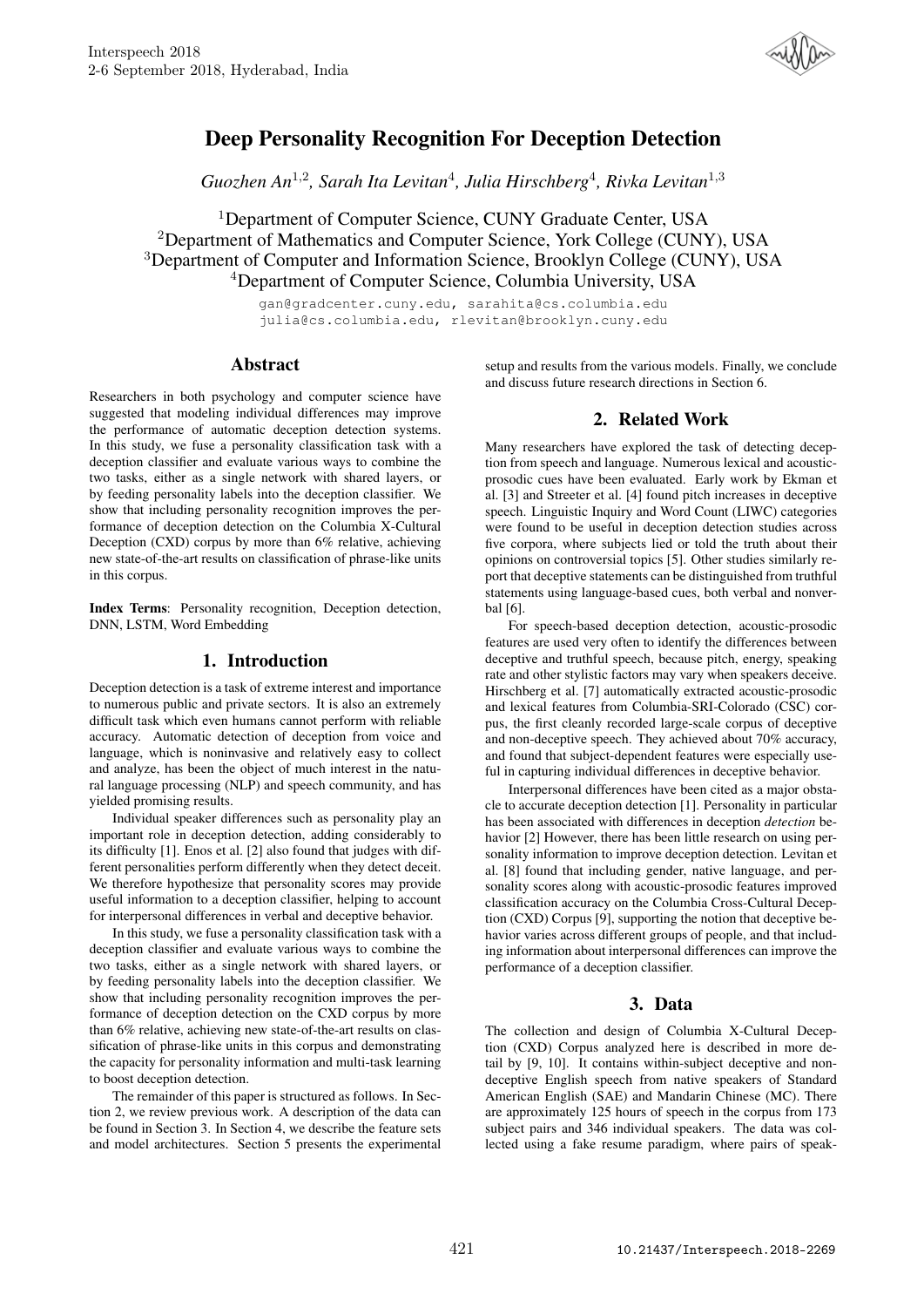# Deep Personality Recognition For Deception Detection

*Guozhen An[1,2], Sarah Ita Levitan[4], Julia Hirschberg[4], Rivka Levitan[1,3]*

[1]Department of Computer Science, CUNY Graduate Center, USA
[2]Department of Mathematics and Computer Science, York College (CUNY), USA
[3]Department of Computer and Information Science, Brooklyn College (CUNY), USA
[4]Department of Computer Science, Columbia University, USA

gan@gradcenter.cuny.edu, sarahita@cs.columbia.edu
julia@cs.columbia.edu, rlevitan@brooklyn.cuny.edu

## Abstract

Researchers in both psychology and computer science have suggested that modeling individual differences may improve the performance of automatic deception detection systems. In this study, we fuse a personality classification task with a deception classifier and evaluate various ways to combine the two tasks, either as a single network with shared layers, or by feeding personality labels into the deception classifier. We show that including personality recognition improves the performance of deception detection on the Columbia X-Cultural Deception (CXD) corpus by more than 6% relative, achieving new state-of-the-art results on classification of phrase-like units in this corpus.

**Index Terms**: Personality recognition, Deception detection, DNN, LSTM, Word Embedding

## 1. Introduction

Deception detection is a task of extreme interest and importance to numerous public and private sectors. It is also an extremely difficult task which even humans cannot perform with reliable accuracy. Automatic detection of deception from voice and language, which is noninvasive and relatively easy to collect and analyze, has been the object of much interest in the natural language processing (NLP) and speech community, and has yielded promising results.

Individual speaker differences such as personality play an important role in deception detection, adding considerably to its difficulty [1]. Enos et al. [2] also found that judges with different personalities perform differently when they detect deceit. We therefore hypothesize that personality scores may provide useful information to a deception classifier, helping to account for interpersonal differences in verbal and deceptive behavior.

In this study, we fuse a personality classification task with a deception classifier and evaluate various ways to combine the two tasks, either as a single network with shared layers, or by feeding personality labels into the deception classifier. We show that including personality recognition improves the performance of deception detection on the CXD corpus by more than 6% relative, achieving new state-of-the-art results on classification of phrase-like units in this corpus and demonstrating the capacity for personality information and multi-task learning to boost deception detection.

The remainder of this paper is structured as follows. In Section 2, we review previous work. A description of the data can be found in Section 3. In Section 4, we describe the feature sets and model architectures. Section 5 presents the experimental setup and results from the various models. Finally, we conclude and discuss future research directions in Section 6.

## 2. Related Work

Many researchers have explored the task of detecting deception from speech and language. Numerous lexical and acoustic-prosodic cues have been evaluated. Early work by Ekman et al. [3] and Streeter et al. [4] found pitch increases in deceptive speech. Linguistic Inquiry and Word Count (LIWC) categories were found to be useful in deception detection studies across five corpora, where subjects lied or told the truth about their opinions on controversial topics [5]. Other studies similarly report that deceptive statements can be distinguished from truthful statements using language-based cues, both verbal and nonverbal [6].

For speech-based deception detection, acoustic-prosodic features are used very often to identify the differences between deceptive and truthful speech, because pitch, energy, speaking rate and other stylistic factors may vary when speakers deceive. Hirschberg et al. [7] automatically extracted acoustic-prosodic and lexical features from Columbia-SRI-Colorado (CSC) corpus, the first cleanly recorded large-scale corpus of deceptive and non-deceptive speech. They achieved about 70% accuracy, and found that subject-dependent features were especially useful in capturing individual differences in deceptive behavior.

Interpersonal differences have been cited as a major obstacle to accurate deception detection [1]. Personality in particular has been associated with differences in deception *detection* behavior [2] However, there has been little research on using personality information to improve deception detection. Levitan et al. [8] found that including gender, native language, and personality scores along with acoustic-prosodic features improved classification accuracy on the Columbia Cross-Cultural Deception (CXD) Corpus [9], supporting the notion that deceptive behavior varies across different groups of people, and that including information about interpersonal differences can improve the performance of a deception classifier.

## 3. Data

The collection and design of Columbia X-Cultural Deception (CXD) Corpus analyzed here is described in more detail by [9, 10]. It contains within-subject deceptive and non-deceptive English speech from native speakers of Standard American English (SAE) and Mandarin Chinese (MC). There are approximately 125 hours of speech in the corpus from 173 subject pairs and 346 individual speakers. The data was collected using a fake resume paradigm, where pairs of speak-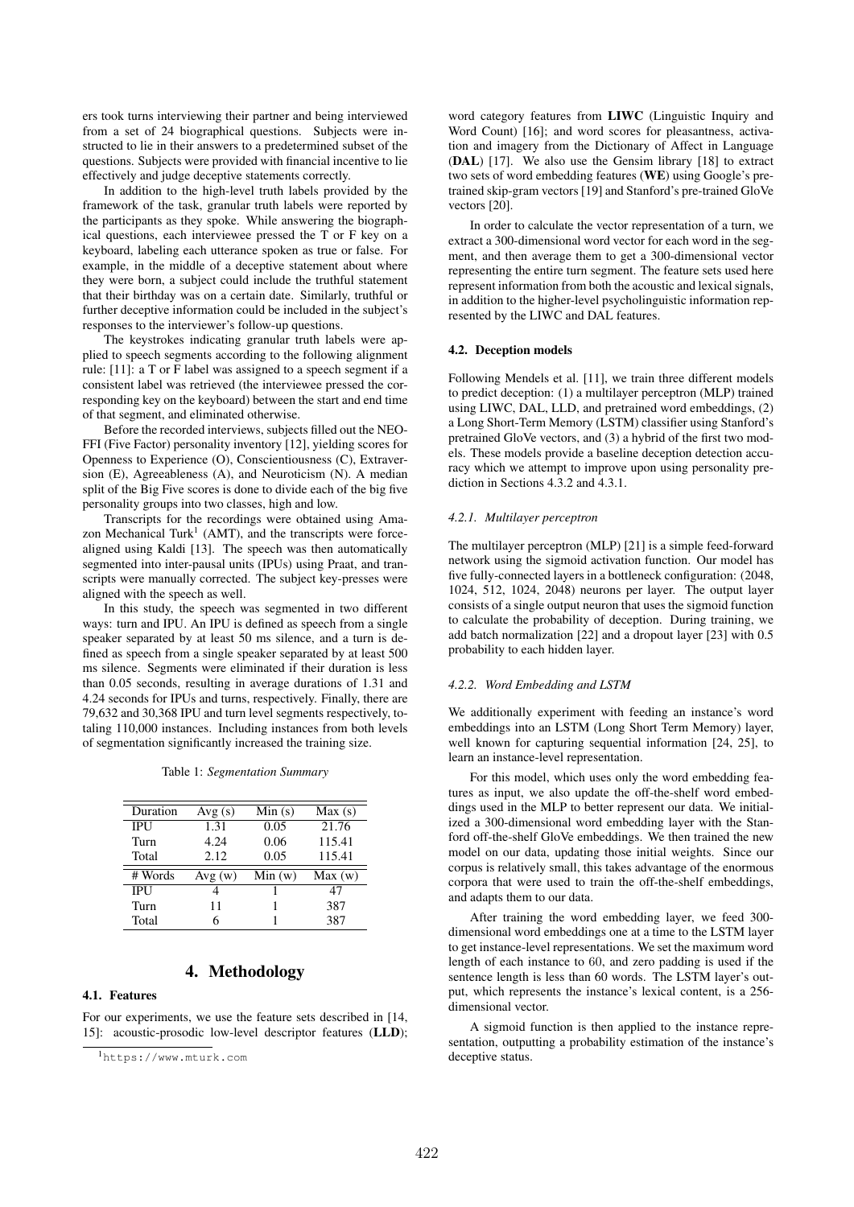ers took turns interviewing their partner and being interviewed from a set of 24 biographical questions. Subjects were instructed to lie in their answers to a predetermined subset of the questions. Subjects were provided with financial incentive to lie effectively and judge deceptive statements correctly.

In addition to the high-level truth labels provided by the framework of the task, granular truth labels were reported by the participants as they spoke. While answering the biographical questions, each interviewee pressed the T or F key on a keyboard, labeling each utterance spoken as true or false. For example, in the middle of a deceptive statement about where they were born, a subject could include the truthful statement that their birthday was on a certain date. Similarly, truthful or further deceptive information could be included in the subject's responses to the interviewer's follow-up questions.

The keystrokes indicating granular truth labels were applied to speech segments according to the following alignment rule: [11]: a T or F label was assigned to a speech segment if a consistent label was retrieved (the interviewee pressed the corresponding key on the keyboard) between the start and end time of that segment, and eliminated otherwise.

Before the recorded interviews, subjects filled out the NEO-FFI (Five Factor) personality inventory [12], yielding scores for Openness to Experience (O), Conscientiousness (C), Extraversion (E), Agreeableness (A), and Neuroticism (N). A median split of the Big Five scores is done to divide each of the big five personality groups into two classes, high and low.

Transcripts for the recordings were obtained using Amazon Mechanical Turk[1] (AMT), and the transcripts were force-aligned using Kaldi [13]. The speech was then automatically segmented into inter-pausal units (IPUs) using Praat, and transcripts were manually corrected. The subject key-presses were aligned with the speech as well.

In this study, the speech was segmented in two different ways: turn and IPU. An IPU is defined as speech from a single speaker separated by at least 50 ms silence, and a turn is defined as speech from a single speaker separated by at least 500 ms silence. Segments were eliminated if their duration is less than 0.05 seconds, resulting in average durations of 1.31 and 4.24 seconds for IPUs and turns, respectively. Finally, there are 79,632 and 30,368 IPU and turn level segments respectively, totaling 110,000 instances. Including instances from both levels of segmentation significantly increased the training size.

Table 1: *Segmentation Summary*

| Duration | Avg (s) | Min (s) | Max (s) |
|---|---|---|---|
| IPU | 1.31 | 0.05 | 21.76 |
| Turn | 4.24 | 0.06 | 115.41 |
| Total | 2.12 | 0.05 | 115.41 |
| **# Words** | **Avg (w)** | **Min (w)** | **Max (w)** |
| IPU | 4 | 1 | 47 |
| Turn | 11 | 1 | 387 |
| Total | 6 | 1 | 387 |

# 4. Methodology

## 4.1. Features

For our experiments, we use the feature sets described in [14, 15]: acoustic-prosodic low-level descriptor features (**LLD**); word category features from **LIWC** (Linguistic Inquiry and Word Count) [16]; and word scores for pleasantness, activation and imagery from the Dictionary of Affect in Language (**DAL**) [17]. We also use the Gensim library [18] to extract two sets of word embedding features (**WE**) using Google's pretrained skip-gram vectors [19] and Stanford's pre-trained GloVe vectors [20].

In order to calculate the vector representation of a turn, we extract a 300-dimensional word vector for each word in the segment, and then average them to get a 300-dimensional vector representing the entire turn segment. The feature sets used here represent information from both the acoustic and lexical signals, in addition to the higher-level psycholinguistic information represented by the LIWC and DAL features.

## 4.2. Deception models

Following Mendels et al. [11], we train three different models to predict deception: (1) a multilayer perceptron (MLP) trained using LIWC, DAL, LLD, and pretrained word embeddings, (2) a Long Short-Term Memory (LSTM) classifier using Stanford's pretrained GloVe vectors, and (3) a hybrid of the first two models. These models provide a baseline deception detection accuracy which we attempt to improve upon using personality prediction in Sections 4.3.2 and 4.3.1.

### *4.2.1. Multilayer perceptron*

The multilayer perceptron (MLP) [21] is a simple feed-forward network using the sigmoid activation function. Our model has five fully-connected layers in a bottleneck configuration: (2048, 1024, 512, 1024, 2048) neurons per layer. The output layer consists of a single output neuron that uses the sigmoid function to calculate the probability of deception. During training, we add batch normalization [22] and a dropout layer [23] with 0.5 probability to each hidden layer.

### *4.2.2. Word Embedding and LSTM*

We additionally experiment with feeding an instance's word embeddings into an LSTM (Long Short Term Memory) layer, well known for capturing sequential information [24, 25], to learn an instance-level representation.

For this model, which uses only the word embedding features as input, we also update the off-the-shelf word embeddings used in the MLP to better represent our data. We initialized a 300-dimensional word embedding layer with the Stanford off-the-shelf GloVe embeddings. We then trained the new model on our data, updating those initial weights. Since our corpus is relatively small, this takes advantage of the enormous corpora that were used to train the off-the-shelf embeddings, and adapts them to our data.

After training the word embedding layer, we feed 300-dimensional word embeddings one at a time to the LSTM layer to get instance-level representations. We set the maximum word length of each instance to 60, and zero padding is used if the sentence length is less than 60 words. The LSTM layer's output, which represents the instance's lexical content, is a 256-dimensional vector.

A sigmoid function is then applied to the instance representation, outputting a probability estimation of the instance's deceptive status.

[1] https://www.mturk.com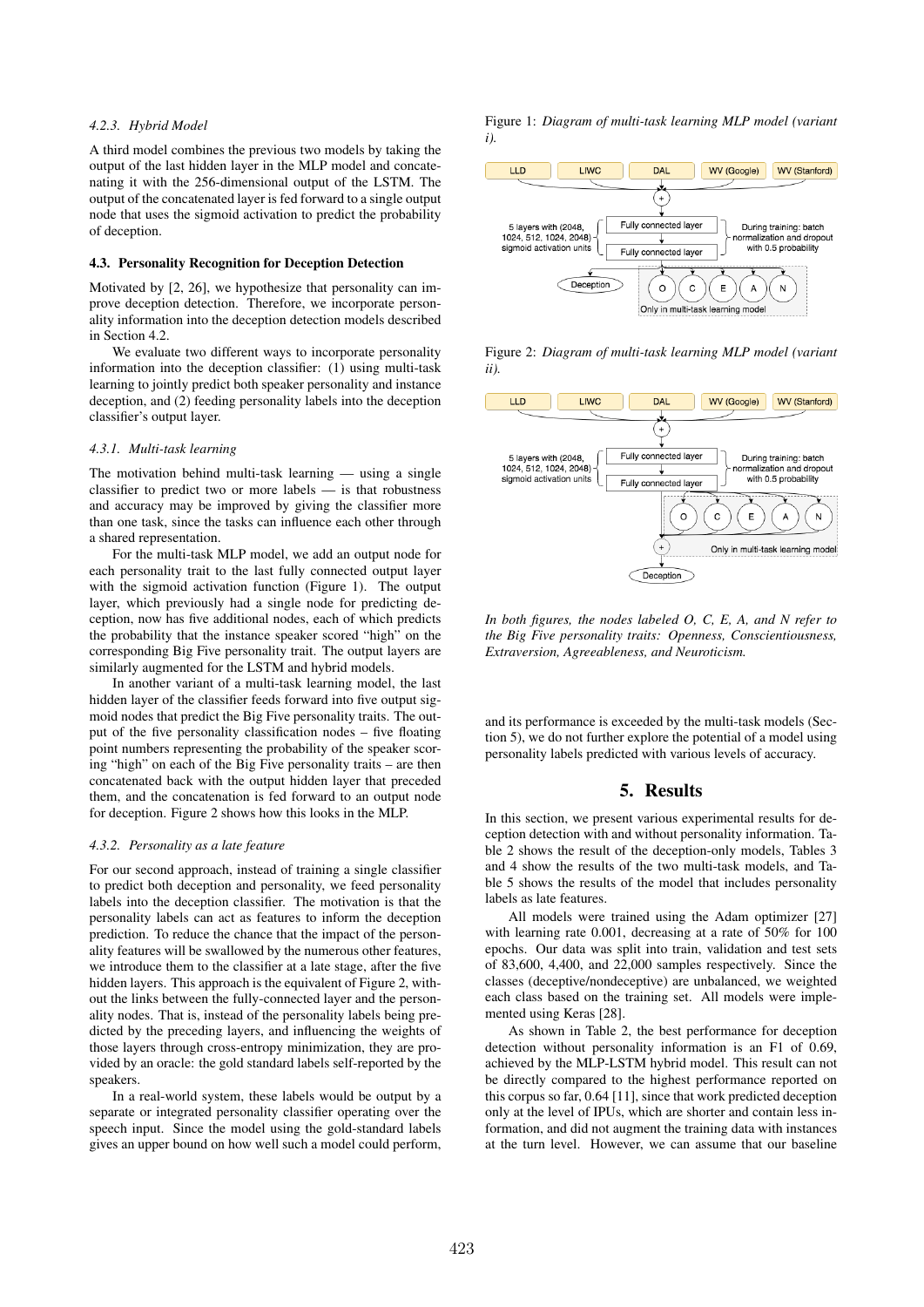#### 4.2.3. Hybrid Model

A third model combines the previous two models by taking the output of the last hidden layer in the MLP model and concatenating it with the 256-dimensional output of the LSTM. The output of the concatenated layer is fed forward to a single output node that uses the sigmoid activation to predict the probability of deception.

### 4.3. Personality Recognition for Deception Detection

Motivated by [2, 26], we hypothesize that personality can improve deception detection. Therefore, we incorporate personality information into the deception detection models described in Section 4.2.

We evaluate two different ways to incorporate personality information into the deception classifier: (1) using multi-task learning to jointly predict both speaker personality and instance deception, and (2) feeding personality labels into the deception classifier's output layer.

#### 4.3.1. Multi-task learning

The motivation behind multi-task learning — using a single classifier to predict two or more labels — is that robustness and accuracy may be improved by giving the classifier more than one task, since the tasks can influence each other through a shared representation.

For the multi-task MLP model, we add an output node for each personality trait to the last fully connected output layer with the sigmoid activation function (Figure 1). The output layer, which previously had a single node for predicting deception, now has five additional nodes, each of which predicts the probability that the instance speaker scored "high" on the corresponding Big Five personality trait. The output layers are similarly augmented for the LSTM and hybrid models.

In another variant of a multi-task learning model, the last hidden layer of the classifier feeds forward into five output sigmoid nodes that predict the Big Five personality traits. The output of the five personality classification nodes – five floating point numbers representing the probability of the speaker scoring "high" on each of the Big Five personality traits – are then concatenated back with the output hidden layer that preceded them, and the concatenation is fed forward to an output node for deception. Figure 2 shows how this looks in the MLP.

#### 4.3.2. Personality as a late feature

For our second approach, instead of training a single classifier to predict both deception and personality, we feed personality labels into the deception classifier. The motivation is that the personality labels can act as features to inform the deception prediction. To reduce the chance that the impact of the personality features will be swallowed by the numerous other features, we introduce them to the classifier at a late stage, after the five hidden layers. This approach is the equivalent of Figure 2, without the links between the fully-connected layer and the personality nodes. That is, instead of the personality labels being predicted by the preceding layers, and influencing the weights of those layers through cross-entropy minimization, they are provided by an oracle: the gold standard labels self-reported by the speakers.

In a real-world system, these labels would be output by a separate or integrated personality classifier operating over the speech input. Since the model using the gold-standard labels gives an upper bound on how well such a model could perform, and its performance is exceeded by the multi-task models (Section 5), we do not further explore the potential of a model using personality labels predicted with various levels of accuracy.

Figure 1: *Diagram of multi-task learning MLP model (variant i).*

Figure 2: *Diagram of multi-task learning MLP model (variant ii).*

*In both figures, the nodes labeled O, C, E, A, and N refer to the Big Five personality traits: Openness, Conscientiousness, Extraversion, Agreeableness, and Neuroticism.*

## 5. Results

In this section, we present various experimental results for deception detection with and without personality information. Table 2 shows the result of the deception-only models, Tables 3 and 4 show the results of the two multi-task models, and Table 5 shows the results of the model that includes personality labels as late features.

All models were trained using the Adam optimizer [27] with learning rate 0.001, decreasing at a rate of 50% for 100 epochs. Our data was split into train, validation and test sets of 83,600, 4,400, and 22,000 samples respectively. Since the classes (deceptive/nondeceptive) are unbalanced, we weighted each class based on the training set. All models were implemented using Keras [28].

As shown in Table 2, the best performance for deception detection without personality information is an F1 of 0.69, achieved by the MLP-LSTM hybrid model. This result can not be directly compared to the highest performance reported on this corpus so far, 0.64 [11], since that work predicted deception only at the level of IPUs, which are shorter and contain less information, and did not augment the training data with instances at the turn level. However, we can assume that our baseline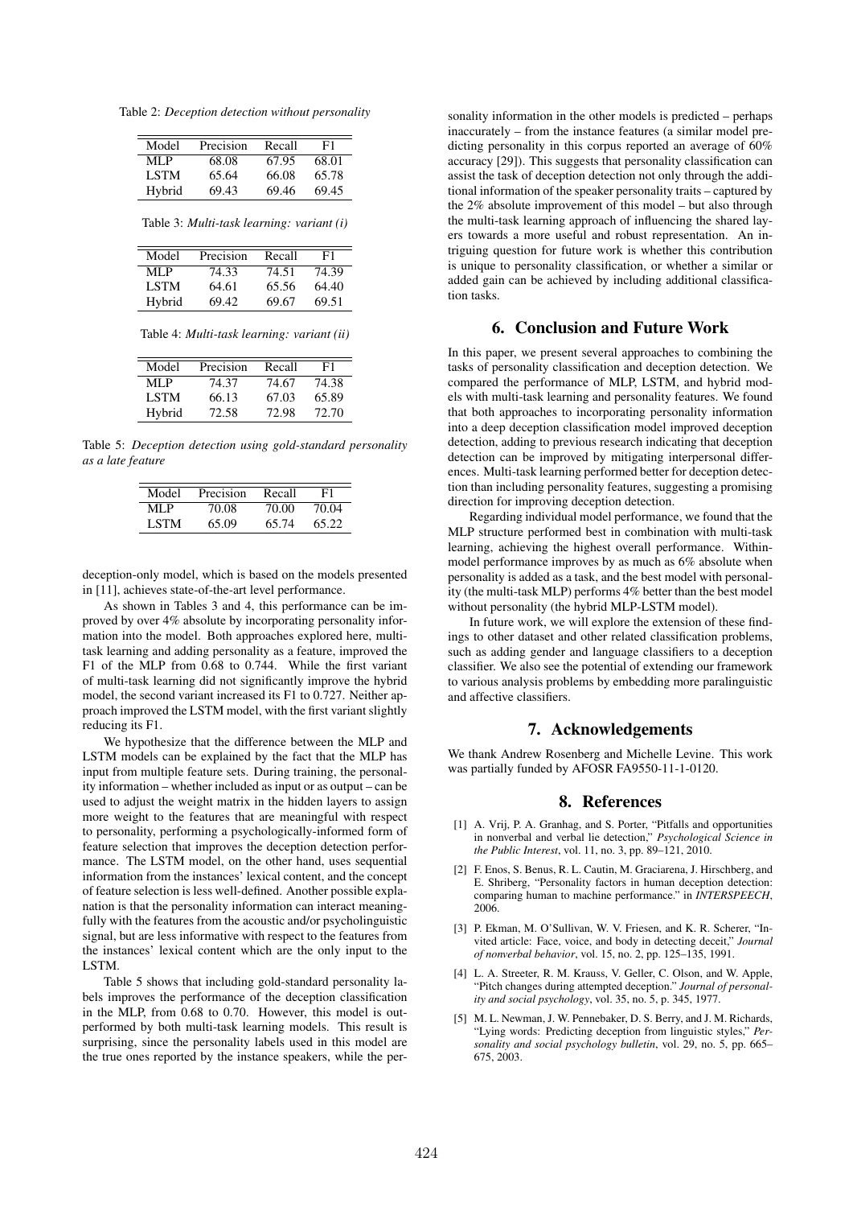Table 2: *Deception detection without personality*

| Model | Precision | Recall | F1 |
|---|---|---|---|
| MLP | 68.08 | 67.95 | 68.01 |
| LSTM | 65.64 | 66.08 | 65.78 |
| Hybrid | 69.43 | 69.46 | 69.45 |

Table 3: *Multi-task learning: variant (i)*

| Model | Precision | Recall | F1 |
|---|---|---|---|
| MLP | 74.33 | 74.51 | 74.39 |
| LSTM | 64.61 | 65.56 | 64.40 |
| Hybrid | 69.42 | 69.67 | 69.51 |

Table 4: *Multi-task learning: variant (ii)*

| Model | Precision | Recall | F1 |
|---|---|---|---|
| MLP | 74.37 | 74.67 | 74.38 |
| LSTM | 66.13 | 67.03 | 65.89 |
| Hybrid | 72.58 | 72.98 | 72.70 |

Table 5: *Deception detection using gold-standard personality as a late feature*

| Model | Precision | Recall | F1 |
|---|---|---|---|
| MLP | 70.08 | 70.00 | 70.04 |
| LSTM | 65.09 | 65.74 | 65.22 |

deception-only model, which is based on the models presented in [11], achieves state-of-the-art level performance.

As shown in Tables 3 and 4, this performance can be improved by over 4% absolute by incorporating personality information into the model. Both approaches explored here, multi-task learning and adding personality as a feature, improved the F1 of the MLP from 0.68 to 0.744. While the first variant of multi-task learning did not significantly improve the hybrid model, the second variant increased its F1 to 0.727. Neither approach improved the LSTM model, with the first variant slightly reducing its F1.

We hypothesize that the difference between the MLP and LSTM models can be explained by the fact that the MLP has input from multiple feature sets. During training, the personality information – whether included as input or as output – can be used to adjust the weight matrix in the hidden layers to assign more weight to the features that are meaningful with respect to personality, performing a psychologically-informed form of feature selection that improves the deception detection performance. The LSTM model, on the other hand, uses sequential information from the instances' lexical content, and the concept of feature selection is less well-defined. Another possible explanation is that the personality information can interact meaningfully with the features from the acoustic and/or psycholinguistic signal, but are less informative with respect to the features from the instances' lexical content which are the only input to the LSTM.

Table 5 shows that including gold-standard personality labels improves the performance of the deception classification in the MLP, from 0.68 to 0.70. However, this model is outperformed by both multi-task learning models. This result is surprising, since the personality labels used in this model are the true ones reported by the instance speakers, while the personality information in the other models is predicted – perhaps inaccurately – from the instance features (a similar model predicting personality in this corpus reported an average of 60% accuracy [29]). This suggests that personality classification can assist the task of deception detection not only through the additional information of the speaker personality traits – captured by the 2% absolute improvement of this model – but also through the multi-task learning approach of influencing the shared layers towards a more useful and robust representation. An intriguing question for future work is whether this contribution is unique to personality classification, or whether a similar or added gain can be achieved by including additional classification tasks.

## 6. Conclusion and Future Work

In this paper, we present several approaches to combining the tasks of personality classification and deception detection. We compared the performance of MLP, LSTM, and hybrid models with multi-task learning and personality features. We found that both approaches to incorporating personality information into a deep deception classification model improved deception detection, adding to previous research indicating that deception detection can be improved by mitigating interpersonal differences. Multi-task learning performed better for deception detection than including personality features, suggesting a promising direction for improving deception detection.

Regarding individual model performance, we found that the MLP structure performed best in combination with multi-task learning, achieving the highest overall performance. Within-model performance improves by as much as 6% absolute when personality is added as a task, and the best model with personality (the multi-task MLP) performs 4% better than the best model without personality (the hybrid MLP-LSTM model).

In future work, we will explore the extension of these findings to other dataset and other related classification problems, such as adding gender and language classifiers to a deception classifier. We also see the potential of extending our framework to various analysis problems by embedding more paralinguistic and affective classifiers.

## 7. Acknowledgements

We thank Andrew Rosenberg and Michelle Levine. This work was partially funded by AFOSR FA9550-11-1-0120.

## 8. References

[1] A. Vrij, P. A. Granhag, and S. Porter, "Pitfalls and opportunities in nonverbal and verbal lie detection," *Psychological Science in the Public Interest*, vol. 11, no. 3, pp. 89–121, 2010.

[2] F. Enos, S. Benus, R. L. Cautin, M. Graciarena, J. Hirschberg, and E. Shriberg, "Personality factors in human deception detection: comparing human to machine performance." in *INTERSPEECH*, 2006.

[3] P. Ekman, M. O'Sullivan, W. V. Friesen, and K. R. Scherer, "Invited article: Face, voice, and body in detecting deceit," *Journal of nonverbal behavior*, vol. 15, no. 2, pp. 125–135, 1991.

[4] L. A. Streeter, R. M. Krauss, V. Geller, C. Olson, and W. Apple, "Pitch changes during attempted deception." *Journal of personality and social psychology*, vol. 35, no. 5, p. 345, 1977.

[5] M. L. Newman, J. W. Pennebaker, D. S. Berry, and J. M. Richards, "Lying words: Predicting deception from linguistic styles," *Personality and social psychology bulletin*, vol. 29, no. 5, pp. 665–675, 2003.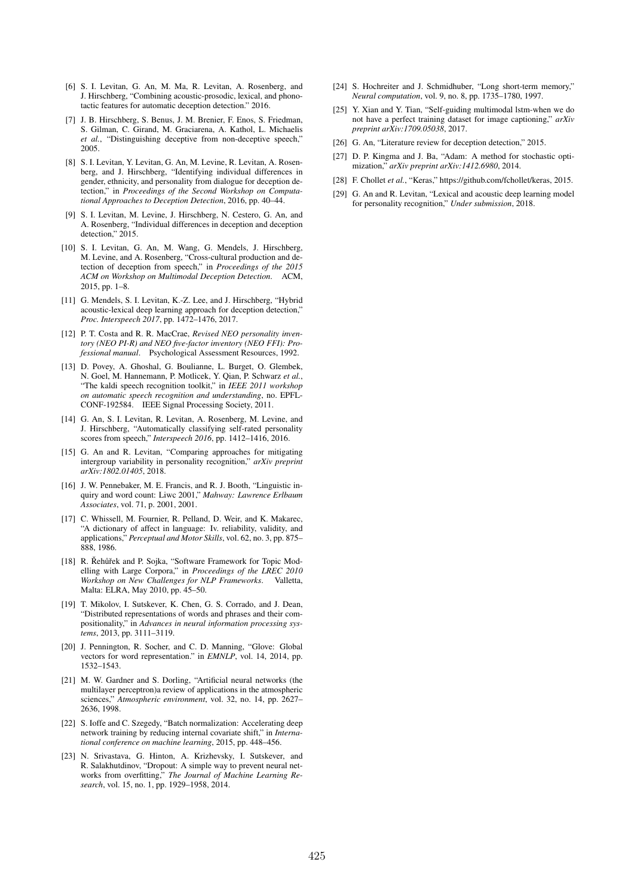[6] S. I. Levitan, G. An, M. Ma, R. Levitan, A. Rosenberg, and J. Hirschberg, "Combining acoustic-prosodic, lexical, and phonotactic features for automatic deception detection." 2016.

[7] J. B. Hirschberg, S. Benus, J. M. Brenier, F. Enos, S. Friedman, S. Gilman, C. Girand, M. Graciarena, A. Kathol, L. Michaelis *et al.*, "Distinguishing deceptive from non-deceptive speech," 2005.

[8] S. I. Levitan, Y. Levitan, G. An, M. Levine, R. Levitan, A. Rosenberg, and J. Hirschberg, "Identifying individual differences in gender, ethnicity, and personality from dialogue for deception detection," in *Proceedings of the Second Workshop on Computational Approaches to Deception Detection*, 2016, pp. 40–44.

[9] S. I. Levitan, M. Levine, J. Hirschberg, N. Cestero, G. An, and A. Rosenberg, "Individual differences in deception and deception detection," 2015.

[10] S. I. Levitan, G. An, M. Wang, G. Mendels, J. Hirschberg, M. Levine, and A. Rosenberg, "Cross-cultural production and detection of deception from speech," in *Proceedings of the 2015 ACM on Workshop on Multimodal Deception Detection*. ACM, 2015, pp. 1–8.

[11] G. Mendels, S. I. Levitan, K.-Z. Lee, and J. Hirschberg, "Hybrid acoustic-lexical deep learning approach for deception detection," *Proc. Interspeech 2017*, pp. 1472–1476, 2017.

[12] P. T. Costa and R. R. MacCrae, *Revised NEO personality inventory (NEO PI-R) and NEO five-factor inventory (NEO FFI): Professional manual*. Psychological Assessment Resources, 1992.

[13] D. Povey, A. Ghoshal, G. Boulianne, L. Burget, O. Glembek, N. Goel, M. Hannemann, P. Motlicek, Y. Qian, P. Schwarz *et al.*, "The kaldi speech recognition toolkit," in *IEEE 2011 workshop on automatic speech recognition and understanding*, no. EPFL-CONF-192584. IEEE Signal Processing Society, 2011.

[14] G. An, S. I. Levitan, R. Levitan, A. Rosenberg, M. Levine, and J. Hirschberg, "Automatically classifying self-rated personality scores from speech," *Interspeech 2016*, pp. 1412–1416, 2016.

[15] G. An and R. Levitan, "Comparing approaches for mitigating intergroup variability in personality recognition," *arXiv preprint arXiv:1802.01405*, 2018.

[16] J. W. Pennebaker, M. E. Francis, and R. J. Booth, "Linguistic inquiry and word count: Liwc 2001," *Mahway: Lawrence Erlbaum Associates*, vol. 71, p. 2001, 2001.

[17] C. Whissell, M. Fournier, R. Pelland, D. Weir, and K. Makarec, "A dictionary of affect in language: Iv. reliability, validity, and applications," *Perceptual and Motor Skills*, vol. 62, no. 3, pp. 875–888, 1986.

[18] R. Řehůřek and P. Sojka, "Software Framework for Topic Modelling with Large Corpora," in *Proceedings of the LREC 2010 Workshop on New Challenges for NLP Frameworks*. Valletta, Malta: ELRA, May 2010, pp. 45–50.

[19] T. Mikolov, I. Sutskever, K. Chen, G. S. Corrado, and J. Dean, "Distributed representations of words and phrases and their compositionality," in *Advances in neural information processing systems*, 2013, pp. 3111–3119.

[20] J. Pennington, R. Socher, and C. D. Manning, "Glove: Global vectors for word representation." in *EMNLP*, vol. 14, 2014, pp. 1532–1543.

[21] M. W. Gardner and S. Dorling, "Artificial neural networks (the multilayer perceptron)a review of applications in the atmospheric sciences," *Atmospheric environment*, vol. 32, no. 14, pp. 2627–2636, 1998.

[22] S. Ioffe and C. Szegedy, "Batch normalization: Accelerating deep network training by reducing internal covariate shift," in *International conference on machine learning*, 2015, pp. 448–456.

[23] N. Srivastava, G. Hinton, A. Krizhevsky, I. Sutskever, and R. Salakhutdinov, "Dropout: A simple way to prevent neural networks from overfitting," *The Journal of Machine Learning Research*, vol. 15, no. 1, pp. 1929–1958, 2014.

[24] S. Hochreiter and J. Schmidhuber, "Long short-term memory," *Neural computation*, vol. 9, no. 8, pp. 1735–1780, 1997.

[25] Y. Xian and Y. Tian, "Self-guiding multimodal lstm-when we do not have a perfect training dataset for image captioning," *arXiv preprint arXiv:1709.05038*, 2017.

[26] G. An, "Literature review for deception detection," 2015.

[27] D. P. Kingma and J. Ba, "Adam: A method for stochastic optimization," *arXiv preprint arXiv:1412.6980*, 2014.

[28] F. Chollet *et al.*, "Keras," https://github.com/fchollet/keras, 2015.

[29] G. An and R. Levitan, "Lexical and acoustic deep learning model for personality recognition," *Under submission*, 2018.